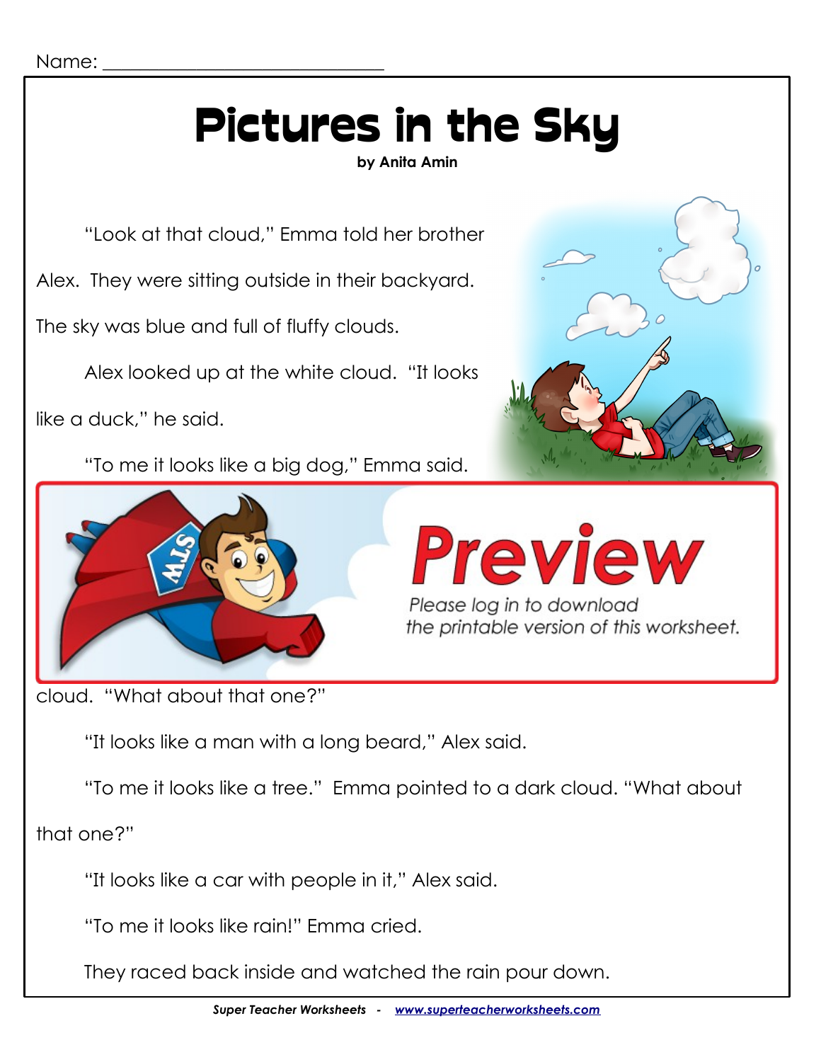Name: ______________________________

# Pictures in the Sky

**by Anita Amin**

"Look at that cloud," Emma told her brother Alex. They were sitting outside in their backyard. The sky was blue and full of fluffy clouds.

Alex looked up at the white cloud. "It looks like a duck," he said.

"To me it looks like a big dog," Emma said.

*Preview*

*Please log in to download the printable version of this worksheet.*

cloud. "What about that one?"

"It looks like a man with a long beard," Alex said.

"To me it looks like a tree." Emma pointed to a dark cloud. "What about that one?"

"It looks like a car with people in it," Alex said.

"To me it looks like rain!" Emma cried.

They raced back inside and watched the rain pour down.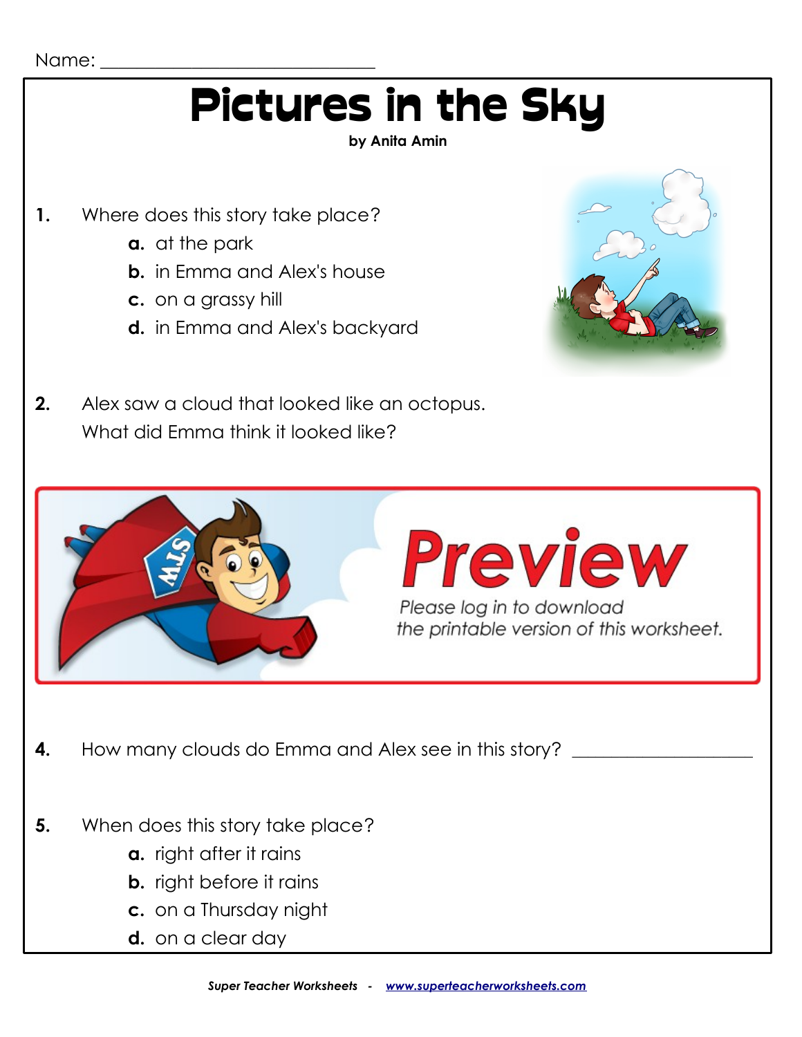Name: ______________________________

# Pictures in the Sky

**by Anita Amin**

**1.** Where does this story take place?

- **a.** at the park
- **b.** in Emma and Alex's house
- **c.** on a grassy hill
- **d.** in Emma and Alex's backyard

**2.** Alex saw a cloud that looked like an octopus. What did Emma think it looked like?

Preview

Please log in to download the printable version of this worksheet.

**4.** How many clouds do Emma and Alex see in this story? ____________________

**5.** When does this story take place?

- **a.** right after it rains
- **b.** right before it rains
- **c.** on a Thursday night
- **d.** on a clear day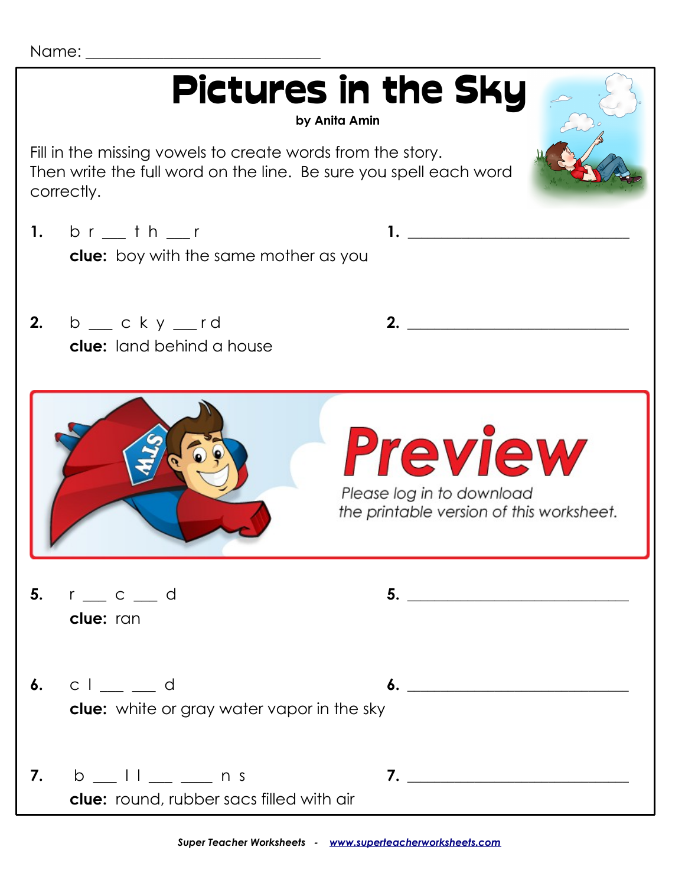Name: ______________________________

# Pictures in the Sky

**by Anita Amin**

Fill in the missing vowels to create words from the story. Then write the full word on the line. Be sure you spell each word correctly.

**1.** b r ___ t h ___ r **1.** ______________________________

**clue:** boy with the same mother as you

**2.** b ___ c k y ___ r d **2.** ______________________________

**clue:** land behind a house

Preview

Please log in to download the printable version of this worksheet.

**5.** r ___ c ___ d **5.** ______________________________

**clue:** ran

**6.** c l ___ ___ d **6.** ______________________________

**clue:** white or gray water vapor in the sky

**7.** b ___ l l ___ ___ n s **7.** ______________________________

**clue:** round, rubber sacs filled with air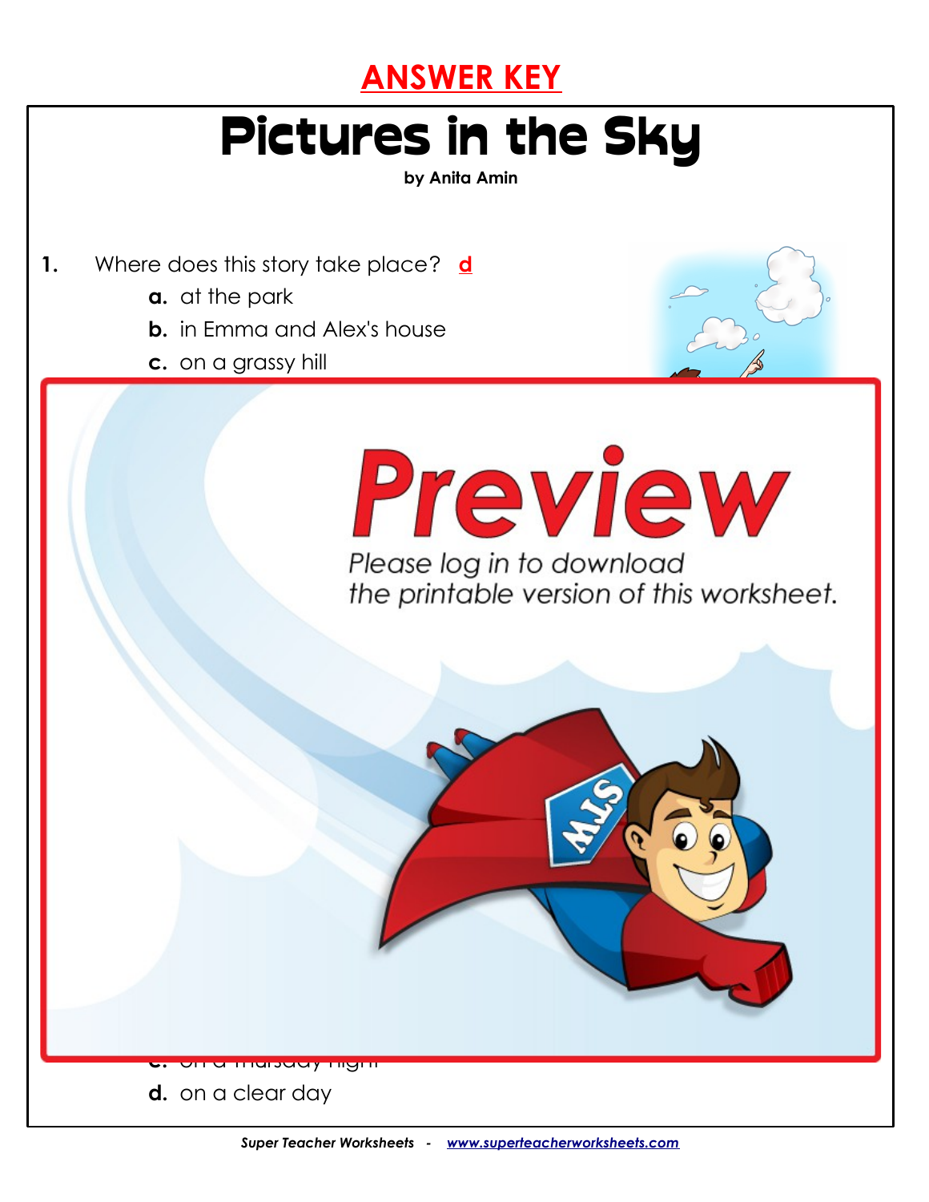**ANSWER KEY**

# Pictures in the Sky

**by Anita Amin**

**1.** Where does this story take place? **d**

**a.** at the park

**b.** in Emma and Alex's house

**c.** on a grassy hill

Preview

*Please log in to download the printable version of this worksheet.*

**d.** on a clear day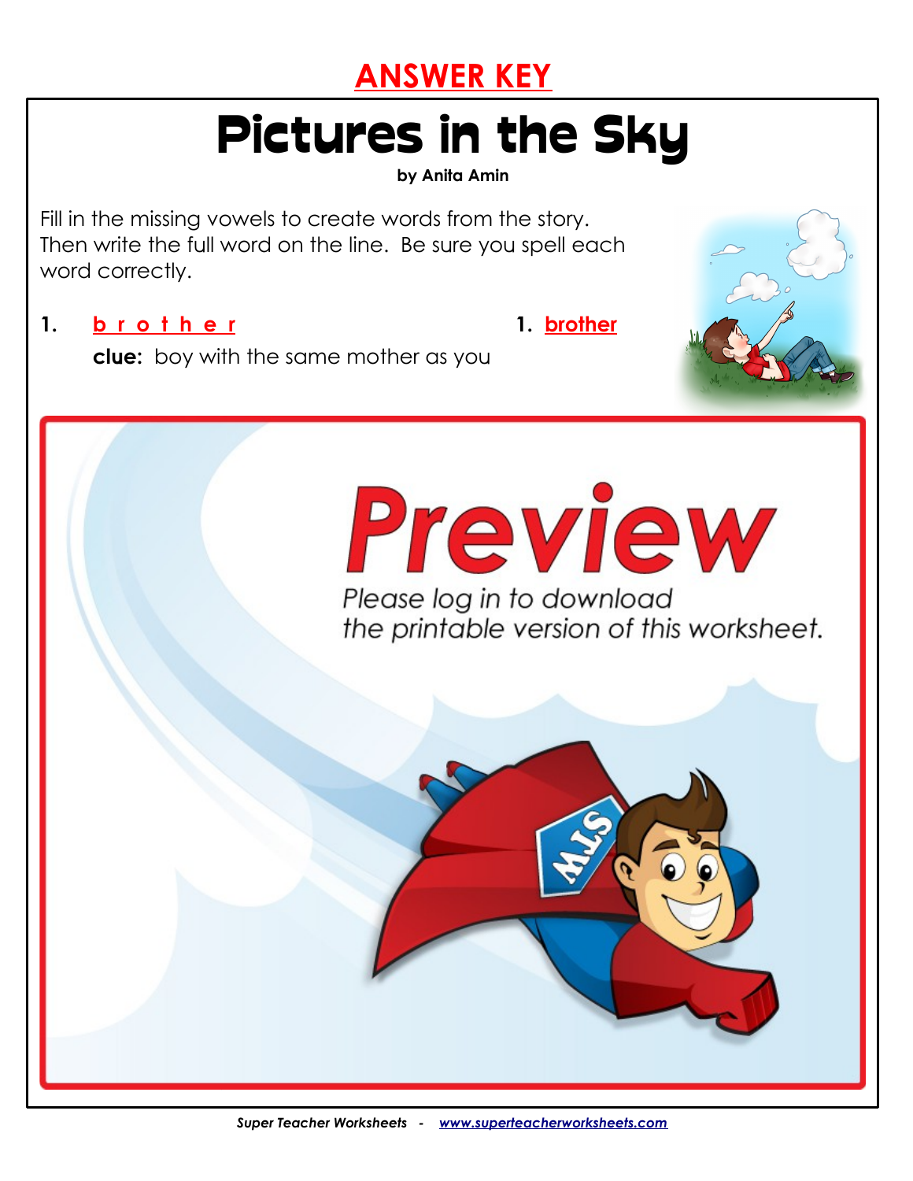# ANSWER KEY

# Pictures in the Sky

**by Anita Amin**

Fill in the missing vowels to create words from the story. Then write the full word on the line. Be sure you spell each word correctly.

**1.** b r o t h e r

**clue:** boy with the same mother as you

**1.** brother

# Preview

*Please log in to download the printable version of this worksheet.*